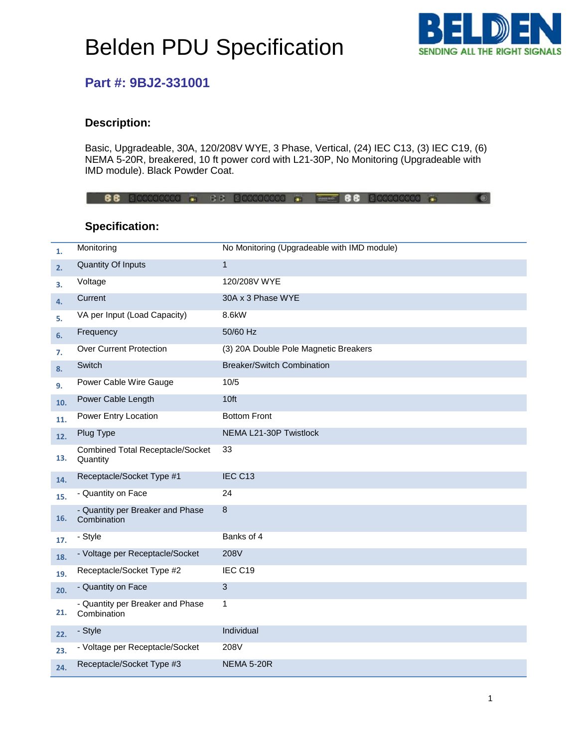# Belden PDU Specification

## Part #: 9BJ2-331001

### Description:

Basic, Upgradeable, 30A, 120/208V WYE, 3 Phase, Vertical, (24) IEC C13, (3) IEC C19, (6) NEMA 5-20R, breakered, 10 ft power cord with L21-30P, No Monitoring (Upgradeable with IMD module). Black Powder Coat.

### Specification:

| | | |
|---|---|---|
| 1. | Monitoring | No Monitoring (Upgradeable with IMD module) |
| 2. | Quantity Of Inputs | 1 |
| 3. | Voltage | 120/208V WYE |
| 4. | Current | 30A x 3 Phase WYE |
| 5. | VA per Input (Load Capacity) | 8.6kW |
| 6. | Frequency | 50/60 Hz |
| 7. | Over Current Protection | (3) 20A Double Pole Magnetic Breakers |
| 8. | Switch | Breaker/Switch Combination |
| 9. | Power Cable Wire Gauge | 10/5 |
| 10. | Power Cable Length | 10ft |
| 11. | Power Entry Location | Bottom Front |
| 12. | Plug Type | NEMA L21-30P Twistlock |
| 13. | Combined Total Receptacle/Socket Quantity | 33 |
| 14. | Receptacle/Socket Type #1 | IEC C13 |
| 15. | - Quantity on Face | 24 |
| 16. | - Quantity per Breaker and Phase Combination | 8 |
| 17. | - Style | Banks of 4 |
| 18. | - Voltage per Receptacle/Socket | 208V |
| 19. | Receptacle/Socket Type #2 | IEC C19 |
| 20. | - Quantity on Face | 3 |
| 21. | - Quantity per Breaker and Phase Combination | 1 |
| 22. | - Style | Individual |
| 23. | - Voltage per Receptacle/Socket | 208V |
| 24. | Receptacle/Socket Type #3 | NEMA 5-20R |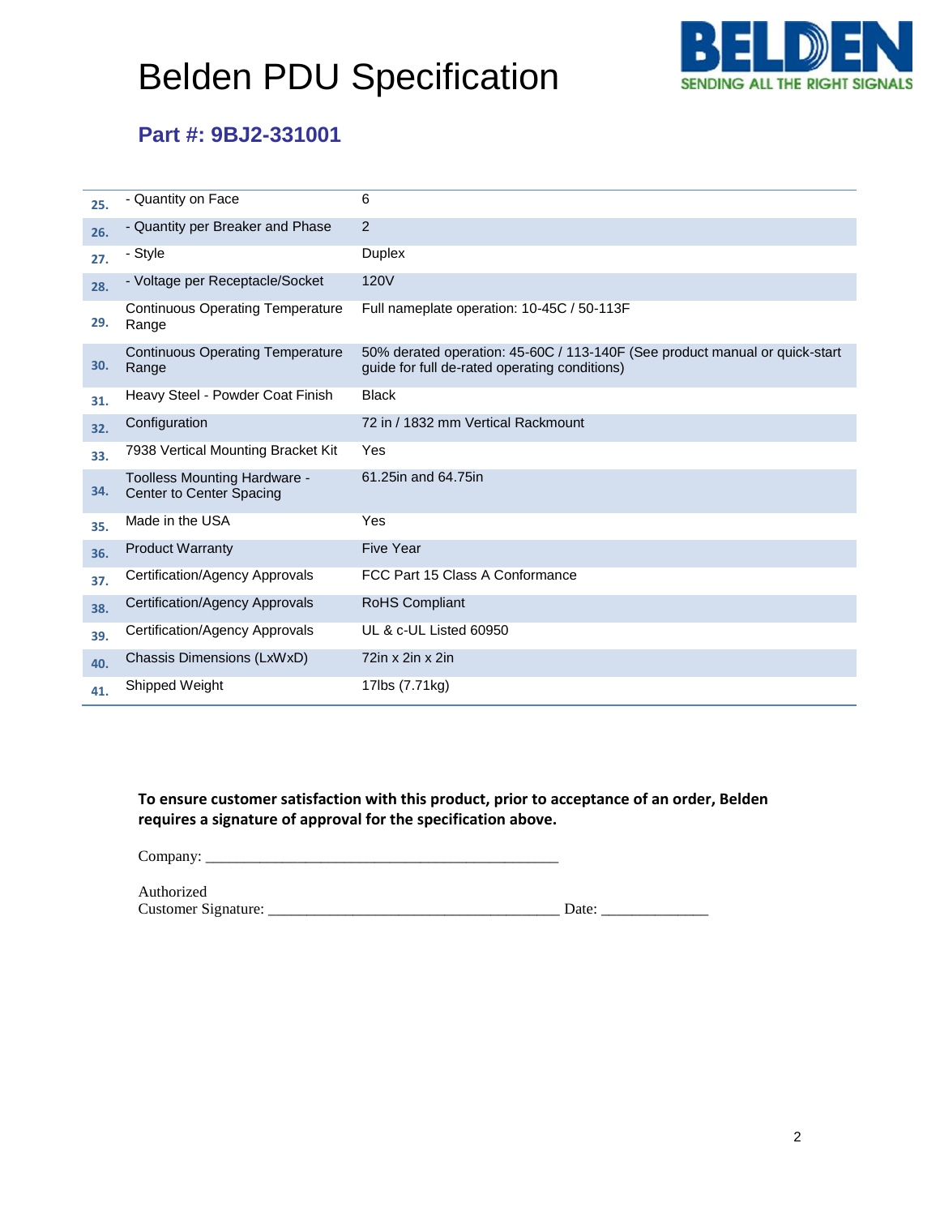# Belden PDU Specification

## Part #: 9BJ2-331001

| | | |
|---|---|---|
| 25. | - Quantity on Face | 6 |
| 26. | - Quantity per Breaker and Phase | 2 |
| 27. | - Style | Duplex |
| 28. | - Voltage per Receptacle/Socket | 120V |
| 29. | Continuous Operating Temperature Range | Full nameplate operation: 10-45C / 50-113F |
| 30. | Continuous Operating Temperature Range | 50% derated operation: 45-60C / 113-140F (See product manual or quick-start guide for full de-rated operating conditions) |
| 31. | Heavy Steel - Powder Coat Finish | Black |
| 32. | Configuration | 72 in / 1832 mm Vertical Rackmount |
| 33. | 7938 Vertical Mounting Bracket Kit | Yes |
| 34. | Toolless Mounting Hardware - Center to Center Spacing | 61.25in and 64.75in |
| 35. | Made in the USA | Yes |
| 36. | Product Warranty | Five Year |
| 37. | Certification/Agency Approvals | FCC Part 15 Class A Conformance |
| 38. | Certification/Agency Approvals | RoHS Compliant |
| 39. | Certification/Agency Approvals | UL & c-UL Listed 60950 |
| 40. | Chassis Dimensions (LxWxD) | 72in x 2in x 2in |
| 41. | Shipped Weight | 17lbs (7.71kg) |

**To ensure customer satisfaction with this product, prior to acceptance of an order, Belden requires a signature of approval for the specification above.**

Company: _______________________________________________

Authorized
Customer Signature: _______________________________________ Date: ______________